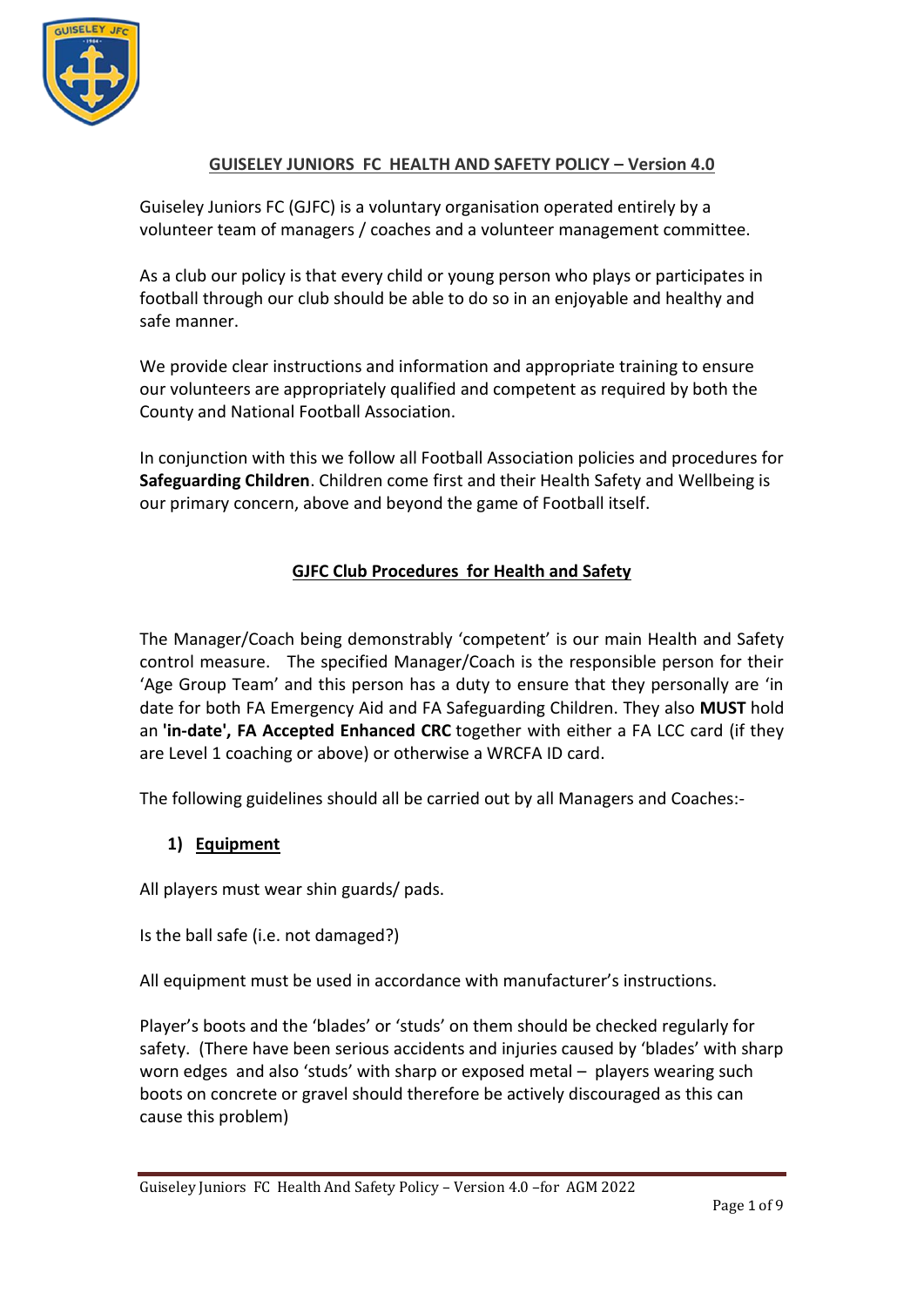# GUISELEY JUNIORS FC HEALTH AND SAFETY POLICY – Version 4.0

Guiseley Juniors FC (GJFC) is a voluntary organisation operated entirely by a volunteer team of managers / coaches and a volunteer management committee.

As a club our policy is that every child or young person who plays or participates in football through our club should be able to do so in an enjoyable and healthy and safe manner.

We provide clear instructions and information and appropriate training to ensure our volunteers are appropriately qualified and competent as required by both the County and National Football Association.

In conjunction with this we follow all Football Association policies and procedures for **Safeguarding Children**. Children come first and their Health Safety and Wellbeing is our primary concern, above and beyond the game of Football itself.

## GJFC Club Procedures for Health and Safety

The Manager/Coach being demonstrably 'competent' is our main Health and Safety control measure. The specified Manager/Coach is the responsible person for their 'Age Group Team' and this person has a duty to ensure that they personally are 'in date for both FA Emergency Aid and FA Safeguarding Children. They also **MUST** hold an **'in-date', FA Accepted Enhanced CRC** together with either a FA LCC card (if they are Level 1 coaching or above) or otherwise a WRCFA ID card.

The following guidelines should all be carried out by all Managers and Coaches:-

### 1) Equipment

All players must wear shin guards/ pads.

Is the ball safe (i.e. not damaged?)

All equipment must be used in accordance with manufacturer's instructions.

Player's boots and the 'blades' or 'studs' on them should be checked regularly for safety. (There have been serious accidents and injuries caused by 'blades' with sharp worn edges and also 'studs' with sharp or exposed metal – players wearing such boots on concrete or gravel should therefore be actively discouraged as this can cause this problem)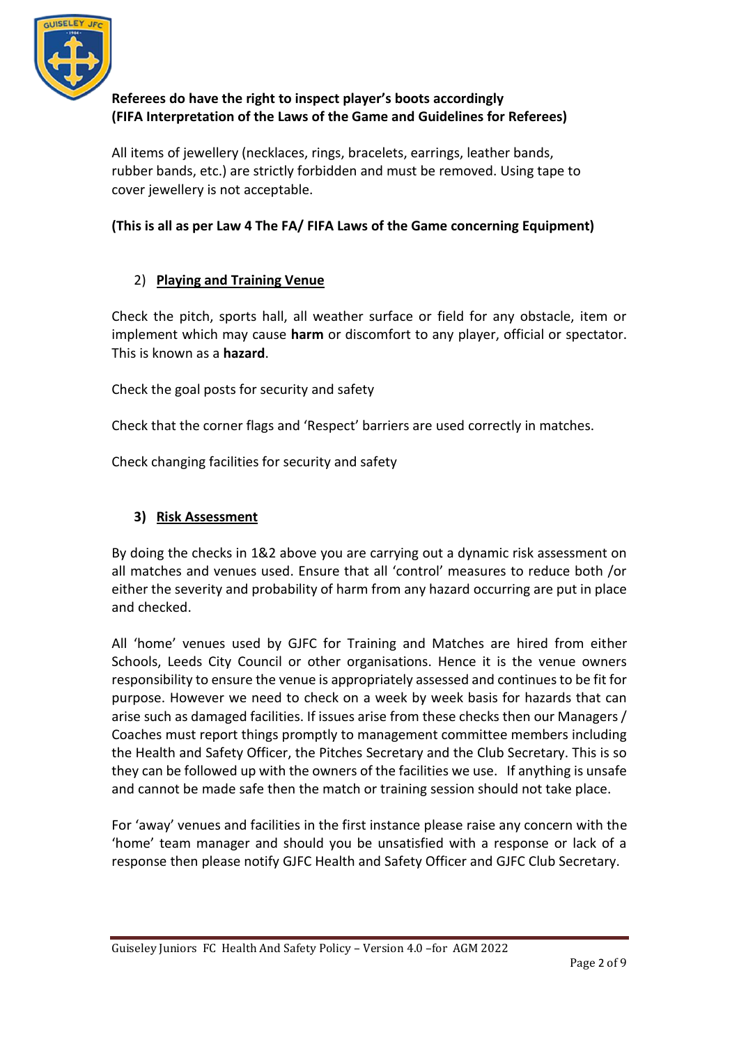**Referees do have the right to inspect player's boots accordingly (FIFA Interpretation of the Laws of the Game and Guidelines for Referees)**

All items of jewellery (necklaces, rings, bracelets, earrings, leather bands, rubber bands, etc.) are strictly forbidden and must be removed. Using tape to cover jewellery is not acceptable.

**(This is all as per Law 4 The FA/ FIFA Laws of the Game concerning Equipment)**

## 2) Playing and Training Venue

Check the pitch, sports hall, all weather surface or field for any obstacle, item or implement which may cause **harm** or discomfort to any player, official or spectator. This is known as a **hazard**.

Check the goal posts for security and safety

Check that the corner flags and 'Respect' barriers are used correctly in matches.

Check changing facilities for security and safety

## 3) Risk Assessment

By doing the checks in 1&2 above you are carrying out a dynamic risk assessment on all matches and venues used. Ensure that all 'control' measures to reduce both /or either the severity and probability of harm from any hazard occurring are put in place and checked.

All 'home' venues used by GJFC for Training and Matches are hired from either Schools, Leeds City Council or other organisations. Hence it is the venue owners responsibility to ensure the venue is appropriately assessed and continues to be fit for purpose. However we need to check on a week by week basis for hazards that can arise such as damaged facilities. If issues arise from these checks then our Managers / Coaches must report things promptly to management committee members including the Health and Safety Officer, the Pitches Secretary and the Club Secretary. This is so they can be followed up with the owners of the facilities we use. If anything is unsafe and cannot be made safe then the match or training session should not take place.

For 'away' venues and facilities in the first instance please raise any concern with the 'home' team manager and should you be unsatisfied with a response or lack of a response then please notify GJFC Health and Safety Officer and GJFC Club Secretary.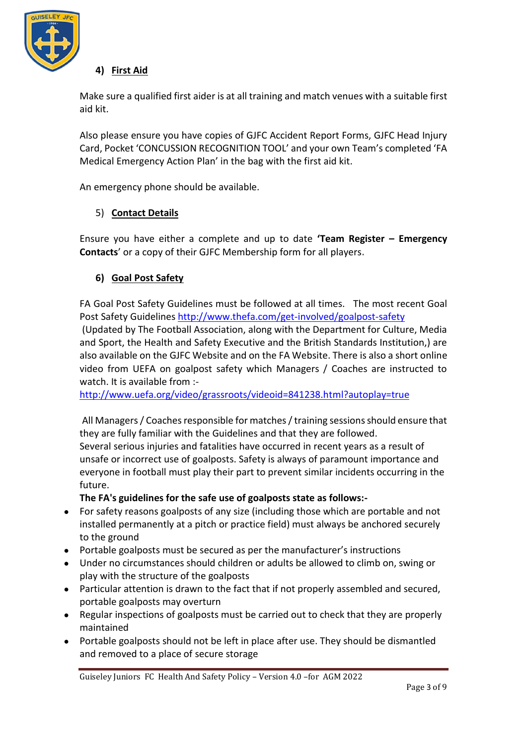#### 4) **First Aid**

Make sure a qualified first aider is at all training and match venues with a suitable first aid kit.

Also please ensure you have copies of GJFC Accident Report Forms, GJFC Head Injury Card, Pocket 'CONCUSSION RECOGNITION TOOL' and your own Team's completed 'FA Medical Emergency Action Plan' in the bag with the first aid kit.

An emergency phone should be available.

#### 5) **Contact Details**

Ensure you have either a complete and up to date **'Team Register – Emergency Contacts**' or a copy of their GJFC Membership form for all players.

#### 6) **Goal Post Safety**

FA Goal Post Safety Guidelines must be followed at all times. The most recent Goal Post Safety Guidelines http://www.thefa.com/get-involved/goalpost-safety
(Updated by The Football Association, along with the Department for Culture, Media and Sport, the Health and Safety Executive and the British Standards Institution,) are also available on the GJFC Website and on the FA Website. There is also a short online video from UEFA on goalpost safety which Managers / Coaches are instructed to watch. It is available from :-
http://www.uefa.org/video/grassroots/videoid=841238.html?autoplay=true

All Managers / Coaches responsible for matches / training sessions should ensure that they are fully familiar with the Guidelines and that they are followed.
Several serious injuries and fatalities have occurred in recent years as a result of unsafe or incorrect use of goalposts. Safety is always of paramount importance and everyone in football must play their part to prevent similar incidents occurring in the future.

**The FA's guidelines for the safe use of goalposts state as follows:-**

- For safety reasons goalposts of any size (including those which are portable and not installed permanently at a pitch or practice field) must always be anchored securely to the ground
- Portable goalposts must be secured as per the manufacturer's instructions
- Under no circumstances should children or adults be allowed to climb on, swing or play with the structure of the goalposts
- Particular attention is drawn to the fact that if not properly assembled and secured, portable goalposts may overturn
- Regular inspections of goalposts must be carried out to check that they are properly maintained
- Portable goalposts should not be left in place after use. They should be dismantled and removed to a place of secure storage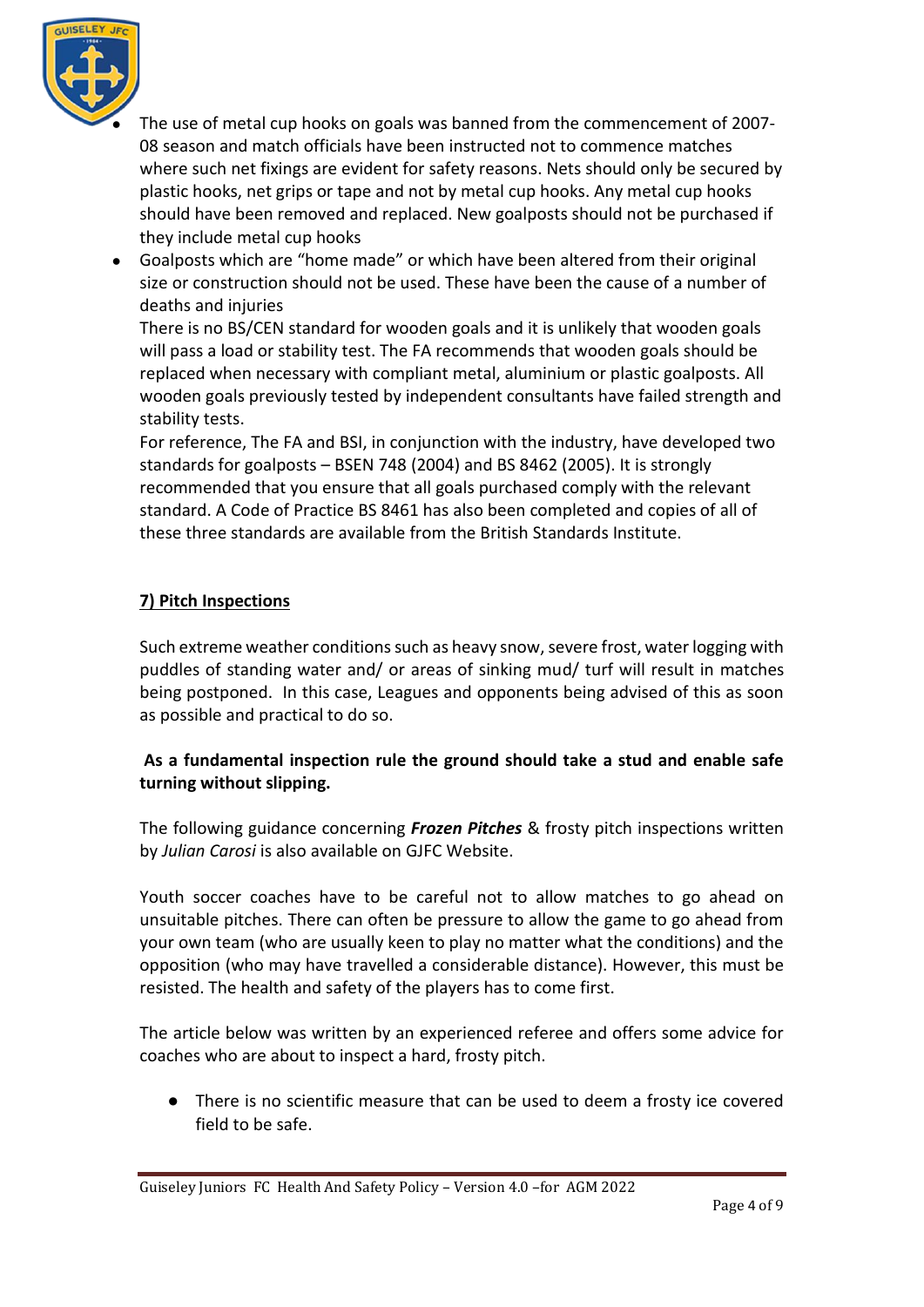- The use of metal cup hooks on goals was banned from the commencement of 2007-08 season and match officials have been instructed not to commence matches where such net fixings are evident for safety reasons. Nets should only be secured by plastic hooks, net grips or tape and not by metal cup hooks. Any metal cup hooks should have been removed and replaced. New goalposts should not be purchased if they include metal cup hooks
- Goalposts which are "home made" or which have been altered from their original size or construction should not be used. These have been the cause of a number of deaths and injuries

  There is no BS/CEN standard for wooden goals and it is unlikely that wooden goals will pass a load or stability test. The FA recommends that wooden goals should be replaced when necessary with compliant metal, aluminium or plastic goalposts. All wooden goals previously tested by independent consultants have failed strength and stability tests.

  For reference, The FA and BSI, in conjunction with the industry, have developed two standards for goalposts – BSEN 748 (2004) and BS 8462 (2005). It is strongly recommended that you ensure that all goals purchased comply with the relevant standard. A Code of Practice BS 8461 has also been completed and copies of all of these three standards are available from the British Standards Institute.

## 7) Pitch Inspections

Such extreme weather conditions such as heavy snow, severe frost, water logging with puddles of standing water and/ or areas of sinking mud/ turf will result in matches being postponed. In this case, Leagues and opponents being advised of this as soon as possible and practical to do so.

**As a fundamental inspection rule the ground should take a stud and enable safe turning without slipping.**

The following guidance concerning ***Frozen Pitches*** & frosty pitch inspections written by *Julian Carosi* is also available on GJFC Website.

Youth soccer coaches have to be careful not to allow matches to go ahead on unsuitable pitches. There can often be pressure to allow the game to go ahead from your own team (who are usually keen to play no matter what the conditions) and the opposition (who may have travelled a considerable distance). However, this must be resisted. The health and safety of the players has to come first.

The article below was written by an experienced referee and offers some advice for coaches who are about to inspect a hard, frosty pitch.

- There is no scientific measure that can be used to deem a frosty ice covered field to be safe.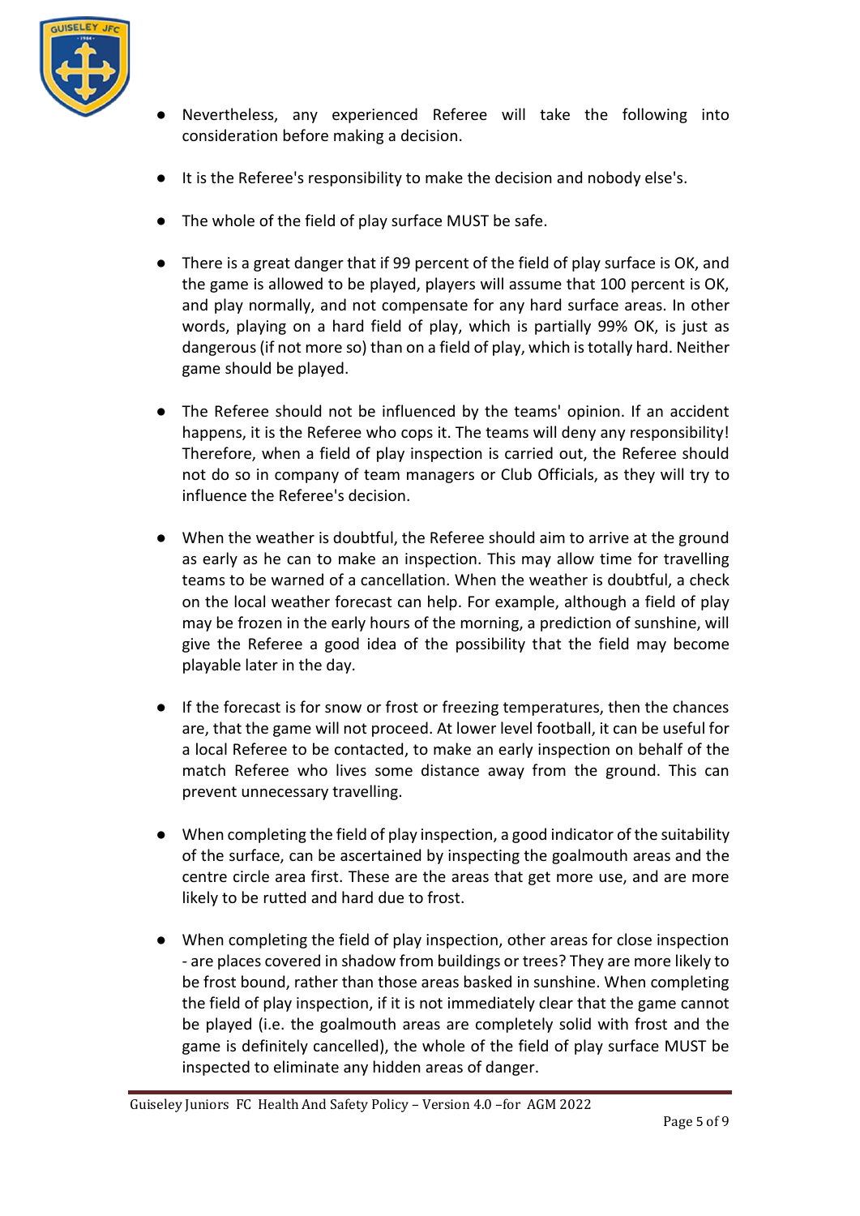- Nevertheless, any experienced Referee will take the following into consideration before making a decision.

- It is the Referee's responsibility to make the decision and nobody else's.

- The whole of the field of play surface MUST be safe.

- There is a great danger that if 99 percent of the field of play surface is OK, and the game is allowed to be played, players will assume that 100 percent is OK, and play normally, and not compensate for any hard surface areas. In other words, playing on a hard field of play, which is partially 99% OK, is just as dangerous (if not more so) than on a field of play, which is totally hard. Neither game should be played.

- The Referee should not be influenced by the teams' opinion. If an accident happens, it is the Referee who cops it. The teams will deny any responsibility! Therefore, when a field of play inspection is carried out, the Referee should not do so in company of team managers or Club Officials, as they will try to influence the Referee's decision.

- When the weather is doubtful, the Referee should aim to arrive at the ground as early as he can to make an inspection. This may allow time for travelling teams to be warned of a cancellation. When the weather is doubtful, a check on the local weather forecast can help. For example, although a field of play may be frozen in the early hours of the morning, a prediction of sunshine, will give the Referee a good idea of the possibility that the field may become playable later in the day.

- If the forecast is for snow or frost or freezing temperatures, then the chances are, that the game will not proceed. At lower level football, it can be useful for a local Referee to be contacted, to make an early inspection on behalf of the match Referee who lives some distance away from the ground. This can prevent unnecessary travelling.

- When completing the field of play inspection, a good indicator of the suitability of the surface, can be ascertained by inspecting the goalmouth areas and the centre circle area first. These are the areas that get more use, and are more likely to be rutted and hard due to frost.

- When completing the field of play inspection, other areas for close inspection - are places covered in shadow from buildings or trees? They are more likely to be frost bound, rather than those areas basked in sunshine. When completing the field of play inspection, if it is not immediately clear that the game cannot be played (i.e. the goalmouth areas are completely solid with frost and the game is definitely cancelled), the whole of the field of play surface MUST be inspected to eliminate any hidden areas of danger.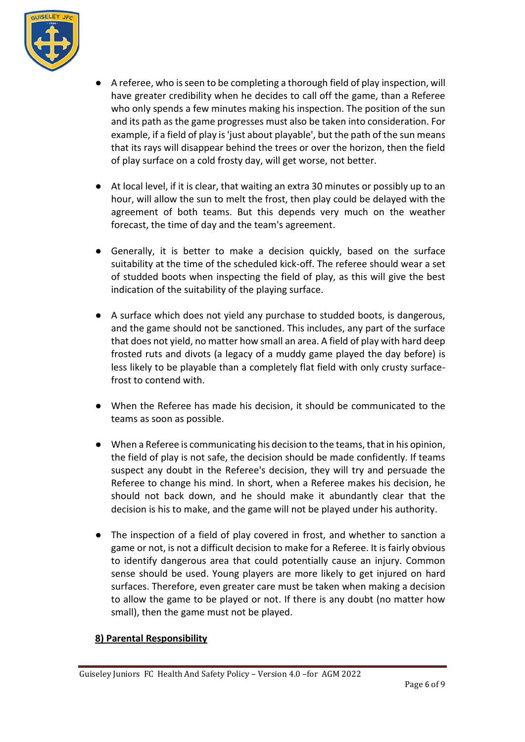- A referee, who is seen to be completing a thorough field of play inspection, will have greater credibility when he decides to call off the game, than a Referee who only spends a few minutes making his inspection. The position of the sun and its path as the game progresses must also be taken into consideration. For example, if a field of play is 'just about playable', but the path of the sun means that its rays will disappear behind the trees or over the horizon, then the field of play surface on a cold frosty day, will get worse, not better.

- At local level, if it is clear, that waiting an extra 30 minutes or possibly up to an hour, will allow the sun to melt the frost, then play could be delayed with the agreement of both teams. But this depends very much on the weather forecast, the time of day and the team's agreement.

- Generally, it is better to make a decision quickly, based on the surface suitability at the time of the scheduled kick-off. The referee should wear a set of studded boots when inspecting the field of play, as this will give the best indication of the suitability of the playing surface.

- A surface which does not yield any purchase to studded boots, is dangerous, and the game should not be sanctioned. This includes, any part of the surface that does not yield, no matter how small an area. A field of play with hard deep frosted ruts and divots (a legacy of a muddy game played the day before) is less likely to be playable than a completely flat field with only crusty surface-frost to contend with.

- When the Referee has made his decision, it should be communicated to the teams as soon as possible.

- When a Referee is communicating his decision to the teams, that in his opinion, the field of play is not safe, the decision should be made confidently. If teams suspect any doubt in the Referee's decision, they will try and persuade the Referee to change his mind. In short, when a Referee makes his decision, he should not back down, and he should make it abundantly clear that the decision is his to make, and the game will not be played under his authority.

- The inspection of a field of play covered in frost, and whether to sanction a game or not, is not a difficult decision to make for a Referee. It is fairly obvious to identify dangerous area that could potentially cause an injury. Common sense should be used. Young players are more likely to get injured on hard surfaces. Therefore, even greater care must be taken when making a decision to allow the game to be played or not. If there is any doubt (no matter how small), then the game must not be played.

## 8) Parental Responsibility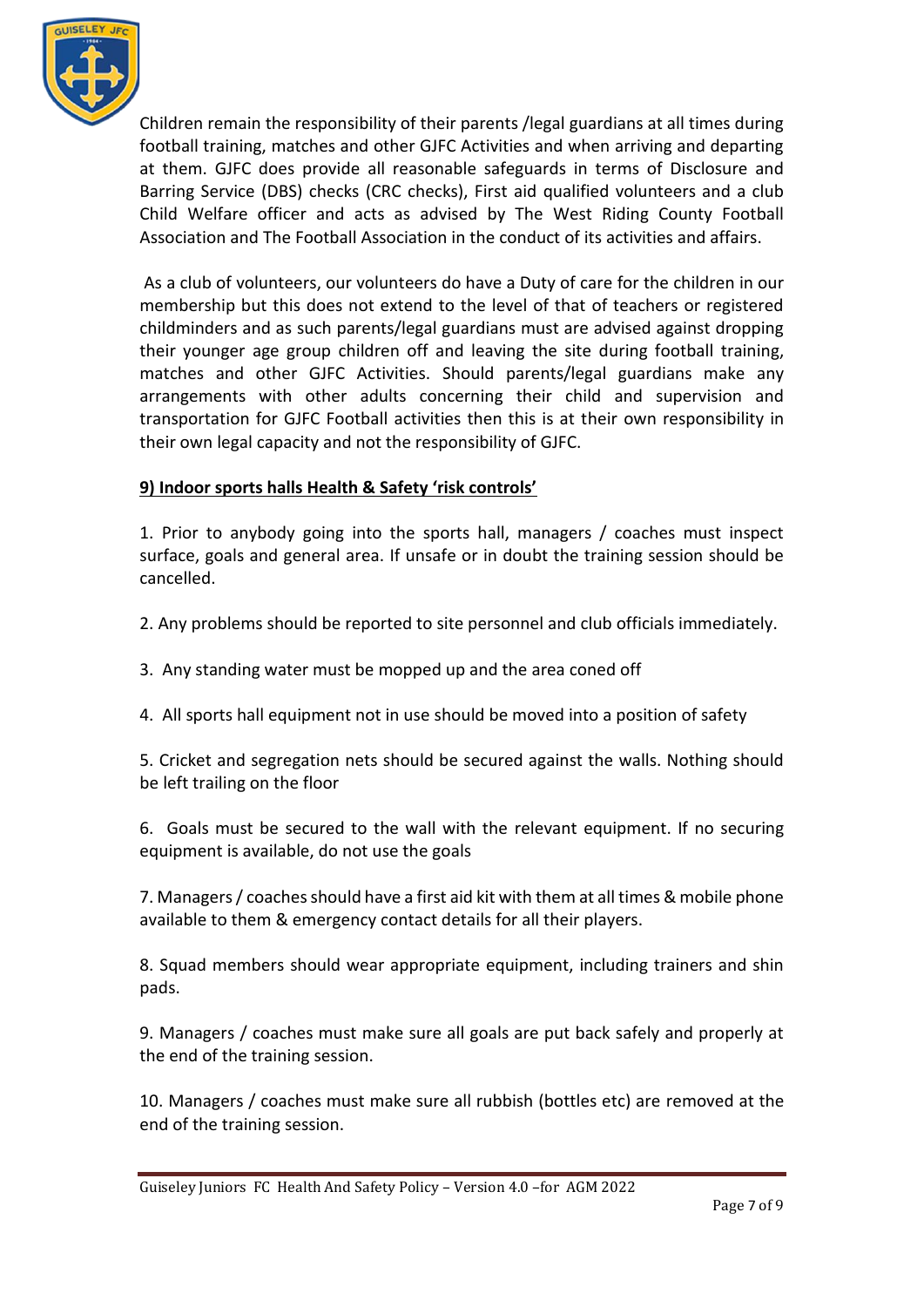Children remain the responsibility of their parents /legal guardians at all times during football training, matches and other GJFC Activities and when arriving and departing at them. GJFC does provide all reasonable safeguards in terms of Disclosure and Barring Service (DBS) checks (CRC checks), First aid qualified volunteers and a club Child Welfare officer and acts as advised by The West Riding County Football Association and The Football Association in the conduct of its activities and affairs.

As a club of volunteers, our volunteers do have a Duty of care for the children in our membership but this does not extend to the level of that of teachers or registered childminders and as such parents/legal guardians must are advised against dropping their younger age group children off and leaving the site during football training, matches and other GJFC Activities. Should parents/legal guardians make any arrangements with other adults concerning their child and supervision and transportation for GJFC Football activities then this is at their own responsibility in their own legal capacity and not the responsibility of GJFC.

**9) Indoor sports halls Health & Safety 'risk controls'**

1. Prior to anybody going into the sports hall, managers / coaches must inspect surface, goals and general area. If unsafe or in doubt the training session should be cancelled.

2. Any problems should be reported to site personnel and club officials immediately.

3. Any standing water must be mopped up and the area coned off

4. All sports hall equipment not in use should be moved into a position of safety

5. Cricket and segregation nets should be secured against the walls. Nothing should be left trailing on the floor

6. Goals must be secured to the wall with the relevant equipment. If no securing equipment is available, do not use the goals

7. Managers / coaches should have a first aid kit with them at all times & mobile phone available to them & emergency contact details for all their players.

8. Squad members should wear appropriate equipment, including trainers and shin pads.

9. Managers / coaches must make sure all goals are put back safely and properly at the end of the training session.

10. Managers / coaches must make sure all rubbish (bottles etc) are removed at the end of the training session.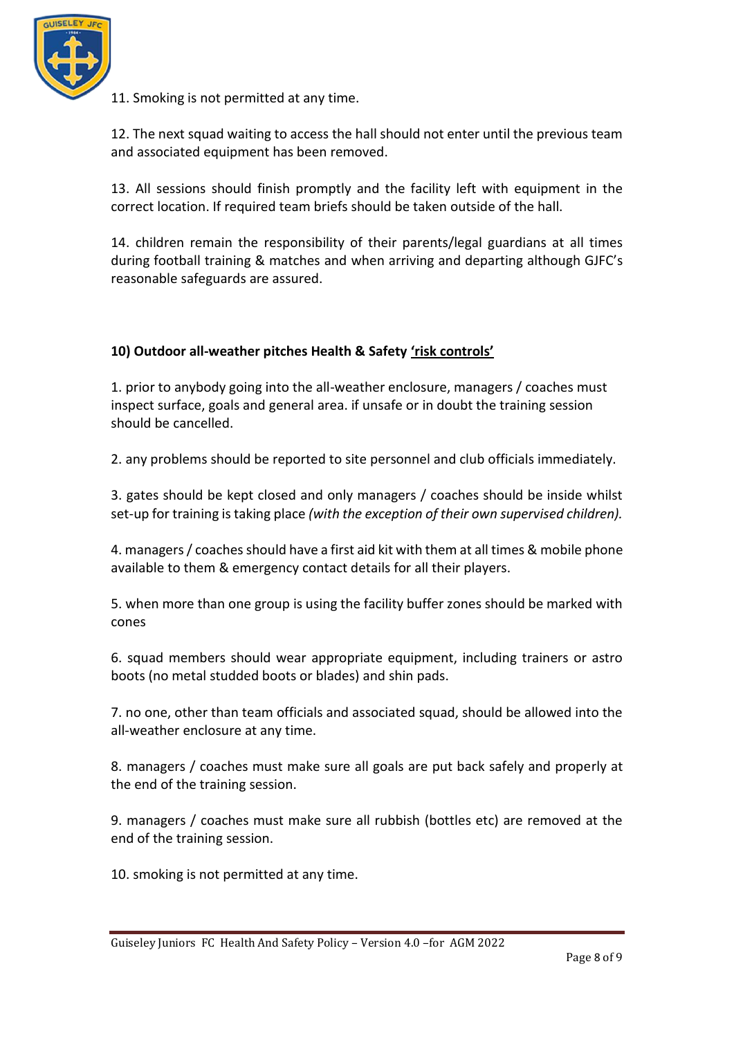11. Smoking is not permitted at any time.

12. The next squad waiting to access the hall should not enter until the previous team and associated equipment has been removed.

13. All sessions should finish promptly and the facility left with equipment in the correct location. If required team briefs should be taken outside of the hall.

14. children remain the responsibility of their parents/legal guardians at all times during football training & matches and when arriving and departing although GJFC's reasonable safeguards are assured.

**10) Outdoor all-weather pitches Health & Safety <u>'risk controls'</u>**

1. prior to anybody going into the all-weather enclosure, managers / coaches must inspect surface, goals and general area. if unsafe or in doubt the training session should be cancelled.

2. any problems should be reported to site personnel and club officials immediately.

3. gates should be kept closed and only managers / coaches should be inside whilst set-up for training is taking place *(with the exception of their own supervised children).*

4. managers / coaches should have a first aid kit with them at all times & mobile phone available to them & emergency contact details for all their players.

5. when more than one group is using the facility buffer zones should be marked with cones

6. squad members should wear appropriate equipment, including trainers or astro boots (no metal studded boots or blades) and shin pads.

7. no one, other than team officials and associated squad, should be allowed into the all-weather enclosure at any time.

8. managers / coaches must make sure all goals are put back safely and properly at the end of the training session.

9. managers / coaches must make sure all rubbish (bottles etc) are removed at the end of the training session.

10. smoking is not permitted at any time.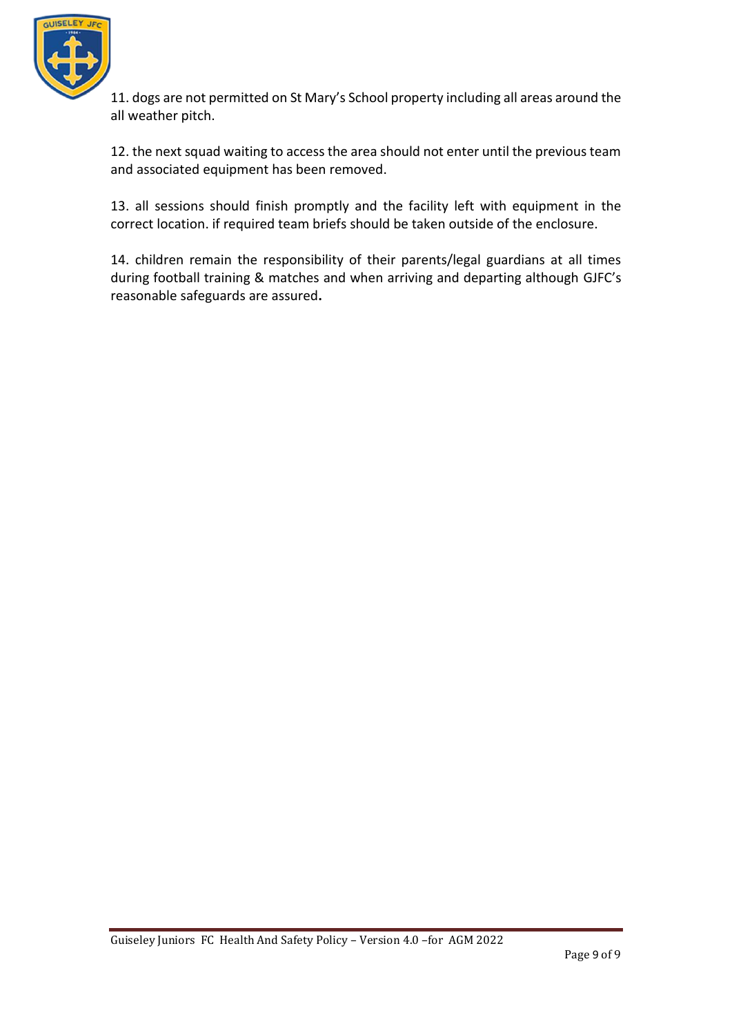11. dogs are not permitted on St Mary's School property including all areas around the all weather pitch.

12. the next squad waiting to access the area should not enter until the previous team and associated equipment has been removed.

13. all sessions should finish promptly and the facility left with equipment in the correct location. if required team briefs should be taken outside of the enclosure.

14. children remain the responsibility of their parents/legal guardians at all times during football training & matches and when arriving and departing although GJFC's reasonable safeguards are assured**.**